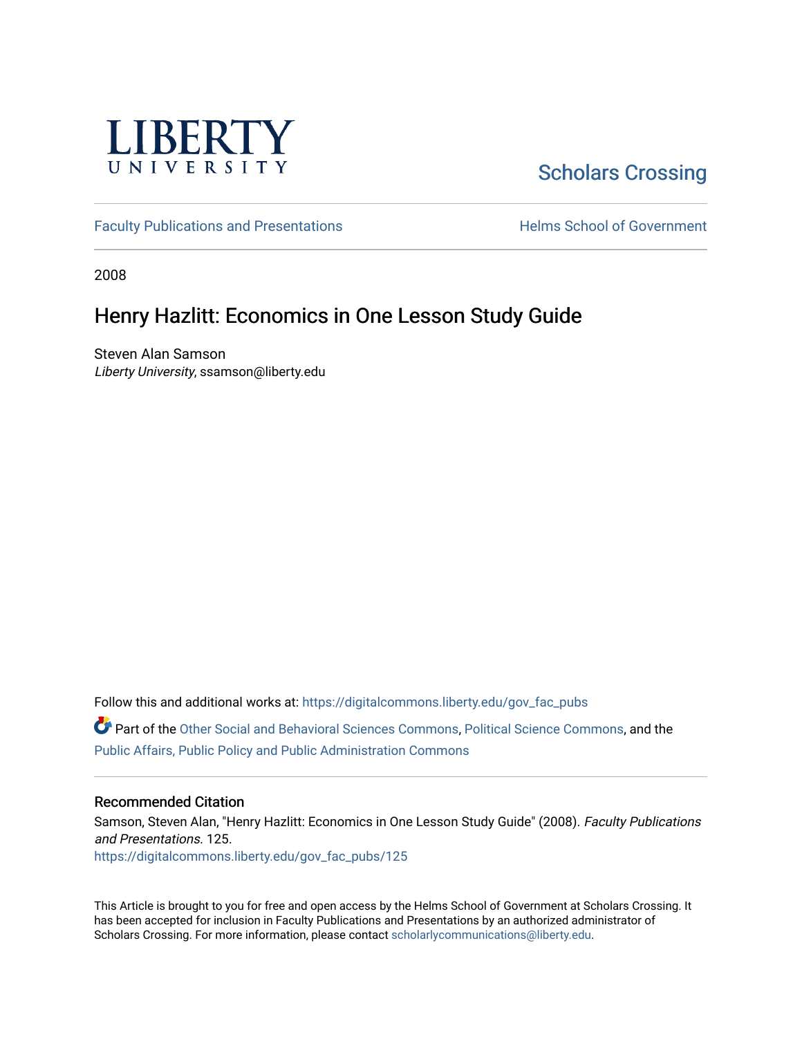LIBERTY UNIVERSITY

Scholars Crossing

Faculty Publications and Presentations

Helms School of Government

2008

# Henry Hazlitt: Economics in One Lesson Study Guide

Steven Alan Samson
*Liberty University*, ssamson@liberty.edu

Follow this and additional works at: https://digitalcommons.liberty.edu/gov_fac_pubs

Part of the Other Social and Behavioral Sciences Commons, Political Science Commons, and the Public Affairs, Public Policy and Public Administration Commons

## Recommended Citation

Samson, Steven Alan, "Henry Hazlitt: Economics in One Lesson Study Guide" (2008). *Faculty Publications and Presentations*. 125.
https://digitalcommons.liberty.edu/gov_fac_pubs/125

This Article is brought to you for free and open access by the Helms School of Government at Scholars Crossing. It has been accepted for inclusion in Faculty Publications and Presentations by an authorized administrator of Scholars Crossing. For more information, please contact scholarlycommunications@liberty.edu.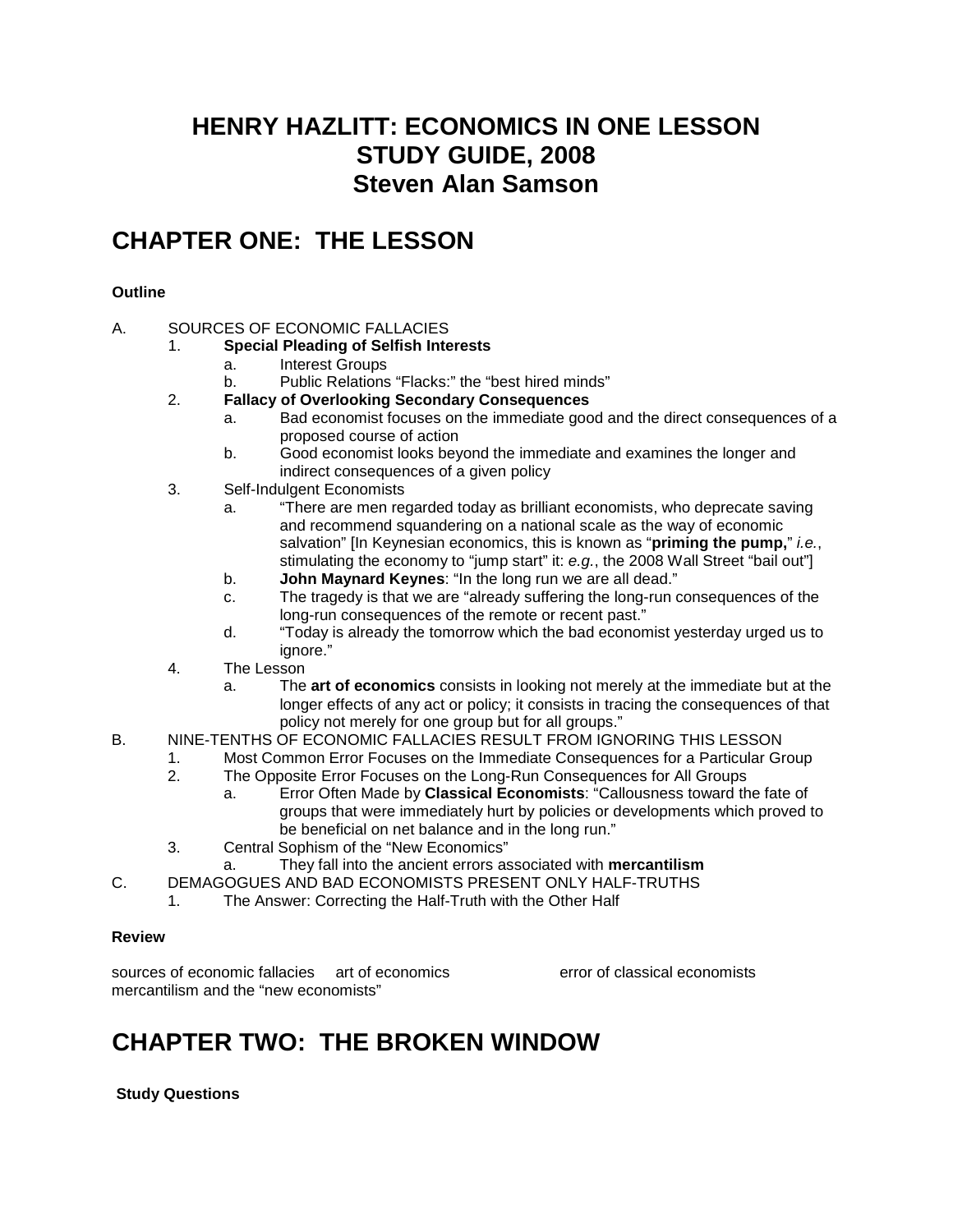# HENRY HAZLITT: ECONOMICS IN ONE LESSON
# STUDY GUIDE, 2008
# Steven Alan Samson

## CHAPTER ONE: THE LESSON

**Outline**

A. SOURCES OF ECONOMIC FALLACIES
   1. **Special Pleading of Selfish Interests**
      a. Interest Groups
      b. Public Relations "Flacks:" the "best hired minds"
   2. **Fallacy of Overlooking Secondary Consequences**
      a. Bad economist focuses on the immediate good and the direct consequences of a proposed course of action
      b. Good economist looks beyond the immediate and examines the longer and indirect consequences of a given policy
   3. Self-Indulgent Economists
      a. "There are men regarded today as brilliant economists, who deprecate saving and recommend squandering on a national scale as the way of economic salvation" [In Keynesian economics, this is known as "**priming the pump,**" *i.e.*, stimulating the economy to "jump start" it: *e.g.*, the 2008 Wall Street "bail out"]
      b. **John Maynard Keynes**: "In the long run we are all dead."
      c. The tragedy is that we are "already suffering the long-run consequences of the long-run consequences of the remote or recent past."
      d. "Today is already the tomorrow which the bad economist yesterday urged us to ignore."
   4. The Lesson
      a. The **art of economics** consists in looking not merely at the immediate but at the longer effects of any act or policy; it consists in tracing the consequences of that policy not merely for one group but for all groups."

B. NINE-TENTHS OF ECONOMIC FALLACIES RESULT FROM IGNORING THIS LESSON
   1. Most Common Error Focuses on the Immediate Consequences for a Particular Group
   2. The Opposite Error Focuses on the Long-Run Consequences for All Groups
      a. Error Often Made by **Classical Economists**: "Callousness toward the fate of groups that were immediately hurt by policies or developments which proved to be beneficial on net balance and in the long run."
   3. Central Sophism of the "New Economics"
      a. They fall into the ancient errors associated with **mercantilism**

C. DEMAGOGUES AND BAD ECONOMISTS PRESENT ONLY HALF-TRUTHS
   1. The Answer: Correcting the Half-Truth with the Other Half

**Review**

sources of economic fallacies     art of economics     error of classical economists
mercantilism and the "new economists"

## CHAPTER TWO: THE BROKEN WINDOW

**Study Questions**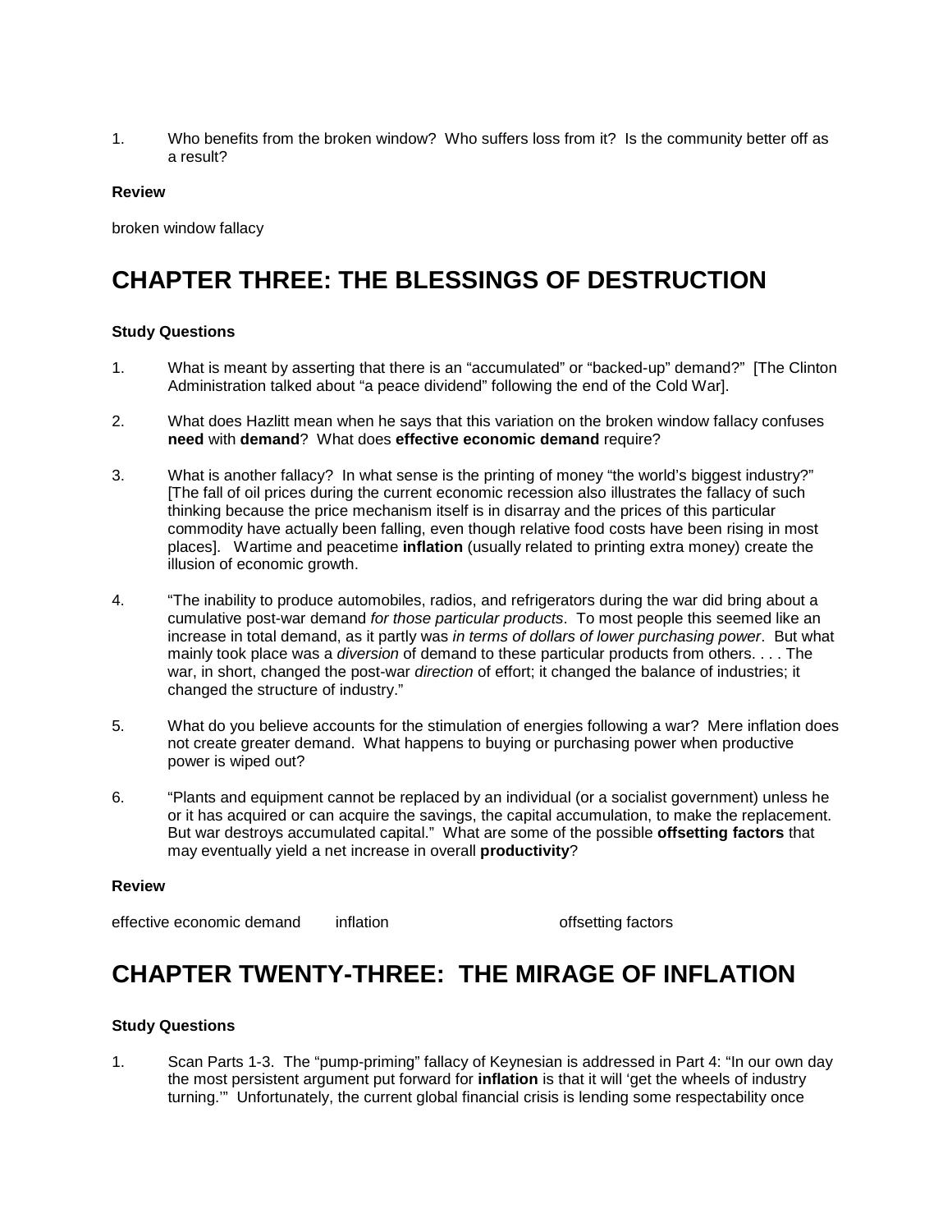1. Who benefits from the broken window? Who suffers loss from it? Is the community better off as a result?

**Review**

broken window fallacy

# CHAPTER THREE: THE BLESSINGS OF DESTRUCTION

**Study Questions**

1. What is meant by asserting that there is an "accumulated" or "backed-up" demand?" [The Clinton Administration talked about "a peace dividend" following the end of the Cold War].

2. What does Hazlitt mean when he says that this variation on the broken window fallacy confuses **need** with **demand**? What does **effective economic demand** require?

3. What is another fallacy? In what sense is the printing of money "the world's biggest industry?" [The fall of oil prices during the current economic recession also illustrates the fallacy of such thinking because the price mechanism itself is in disarray and the prices of this particular commodity have actually been falling, even though relative food costs have been rising in most places]. Wartime and peacetime **inflation** (usually related to printing extra money) create the illusion of economic growth.

4. "The inability to produce automobiles, radios, and refrigerators during the war did bring about a cumulative post-war demand *for those particular products*. To most people this seemed like an increase in total demand, as it partly was *in terms of dollars of lower purchasing power*. But what mainly took place was a *diversion* of demand to these particular products from others. . . . The war, in short, changed the post-war *direction* of effort; it changed the balance of industries; it changed the structure of industry."

5. What do you believe accounts for the stimulation of energies following a war? Mere inflation does not create greater demand. What happens to buying or purchasing power when productive power is wiped out?

6. "Plants and equipment cannot be replaced by an individual (or a socialist government) unless he or it has acquired or can acquire the savings, the capital accumulation, to make the replacement. But war destroys accumulated capital." What are some of the possible **offsetting factors** that may eventually yield a net increase in overall **productivity**?

**Review**

effective economic demand    inflation    offsetting factors

# CHAPTER TWENTY-THREE: THE MIRAGE OF INFLATION

**Study Questions**

1. Scan Parts 1-3. The "pump-priming" fallacy of Keynesian is addressed in Part 4: "In our own day the most persistent argument put forward for **inflation** is that it will 'get the wheels of industry turning.'" Unfortunately, the current global financial crisis is lending some respectability once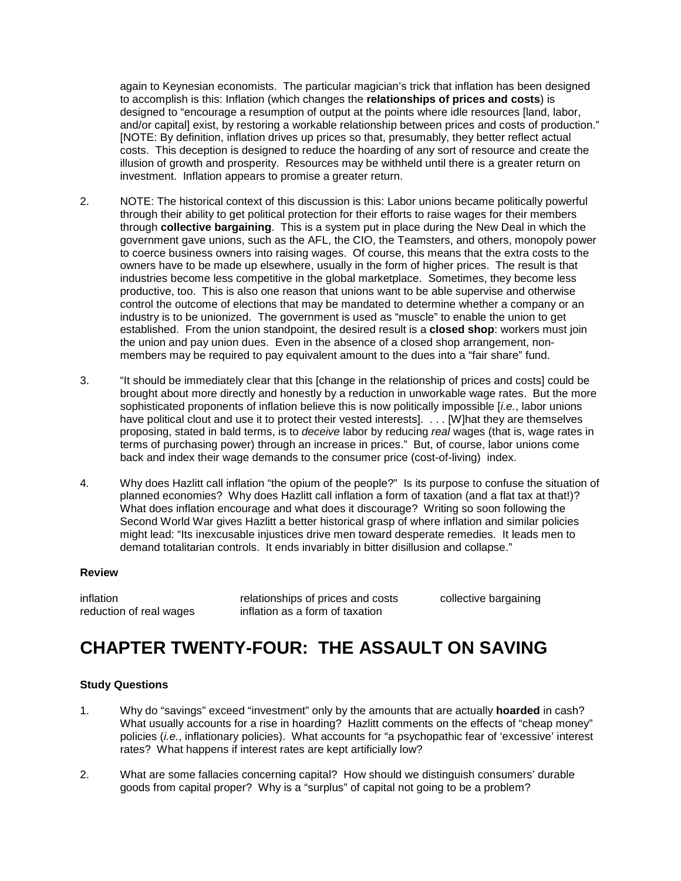again to Keynesian economists. The particular magician's trick that inflation has been designed to accomplish is this: Inflation (which changes the **relationships of prices and costs**) is designed to "encourage a resumption of output at the points where idle resources [land, labor, and/or capital] exist, by restoring a workable relationship between prices and costs of production." [NOTE: By definition, inflation drives up prices so that, presumably, they better reflect actual costs. This deception is designed to reduce the hoarding of any sort of resource and create the illusion of growth and prosperity. Resources may be withheld until there is a greater return on investment. Inflation appears to promise a greater return.

2. NOTE: The historical context of this discussion is this: Labor unions became politically powerful through their ability to get political protection for their efforts to raise wages for their members through **collective bargaining**. This is a system put in place during the New Deal in which the government gave unions, such as the AFL, the CIO, the Teamsters, and others, monopoly power to coerce business owners into raising wages. Of course, this means that the extra costs to the owners have to be made up elsewhere, usually in the form of higher prices. The result is that industries become less competitive in the global marketplace. Sometimes, they become less productive, too. This is also one reason that unions want to be able supervise and otherwise control the outcome of elections that may be mandated to determine whether a company or an industry is to be unionized. The government is used as "muscle" to enable the union to get established. From the union standpoint, the desired result is a **closed shop**: workers must join the union and pay union dues. Even in the absence of a closed shop arrangement, non-members may be required to pay equivalent amount to the dues into a "fair share" fund.

3. "It should be immediately clear that this [change in the relationship of prices and costs] could be brought about more directly and honestly by a reduction in unworkable wage rates. But the more sophisticated proponents of inflation believe this is now politically impossible [*i.e.*, labor unions have political clout and use it to protect their vested interests]. . . . [W]hat they are themselves proposing, stated in bald terms, is to *deceive* labor by reducing *real* wages (that is, wage rates in terms of purchasing power) through an increase in prices." But, of course, labor unions come back and index their wage demands to the consumer price (cost-of-living) index.

4. Why does Hazlitt call inflation "the opium of the people?" Is its purpose to confuse the situation of planned economies? Why does Hazlitt call inflation a form of taxation (and a flat tax at that!)? What does inflation encourage and what does it discourage? Writing so soon following the Second World War gives Hazlitt a better historical grasp of where inflation and similar policies might lead: "Its inexcusable injustices drive men toward desperate remedies. It leads men to demand totalitarian controls. It ends invariably in bitter disillusion and collapse."

**Review**

| | | |
|---|---|---|
| inflation | relationships of prices and costs | collective bargaining |
| reduction of real wages | inflation as a form of taxation | |

# CHAPTER TWENTY-FOUR: THE ASSAULT ON SAVING

**Study Questions**

1. Why do "savings" exceed "investment" only by the amounts that are actually **hoarded** in cash? What usually accounts for a rise in hoarding? Hazlitt comments on the effects of "cheap money" policies (*i.e.*, inflationary policies). What accounts for "a psychopathic fear of 'excessive' interest rates? What happens if interest rates are kept artificially low?

2. What are some fallacies concerning capital? How should we distinguish consumers' durable goods from capital proper? Why is a "surplus" of capital not going to be a problem?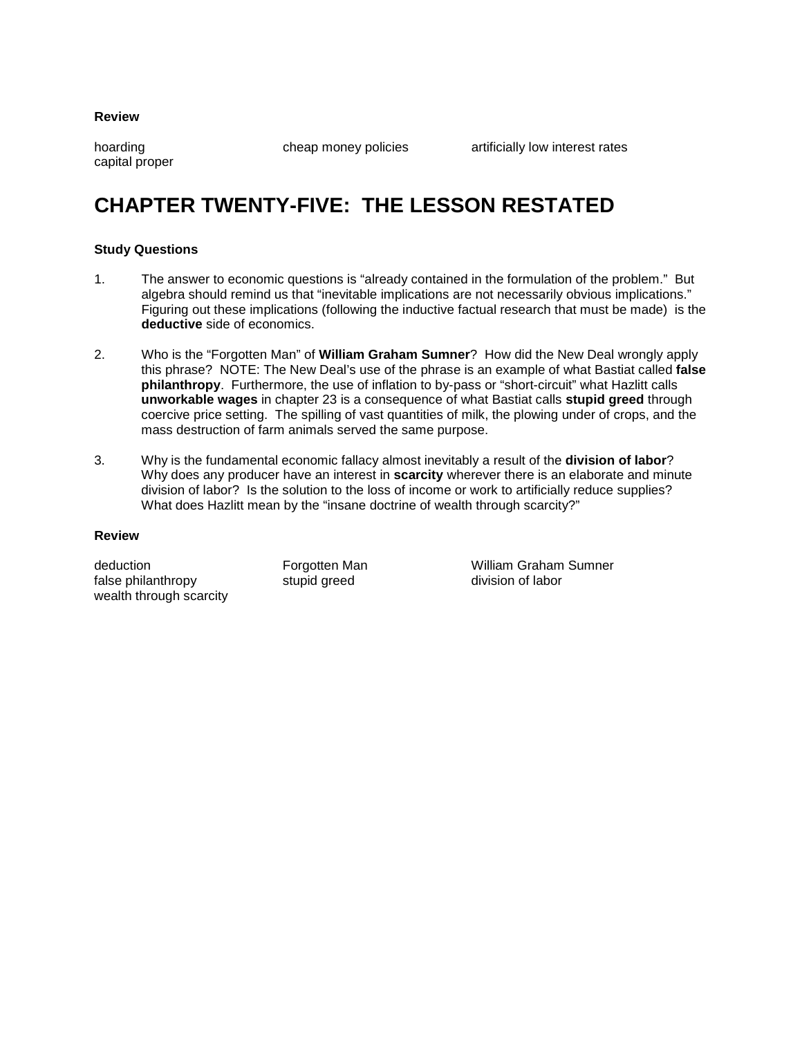**Review**

hoarding  
cheap money policies  
artificially low interest rates  
capital proper

# CHAPTER TWENTY-FIVE: THE LESSON RESTATED

**Study Questions**

1. The answer to economic questions is "already contained in the formulation of the problem." But algebra should remind us that "inevitable implications are not necessarily obvious implications." Figuring out these implications (following the inductive factual research that must be made) is the **deductive** side of economics.

2. Who is the "Forgotten Man" of **William Graham Sumner**? How did the New Deal wrongly apply this phrase? NOTE: The New Deal's use of the phrase is an example of what Bastiat called **false philanthropy**. Furthermore, the use of inflation to by-pass or "short-circuit" what Hazlitt calls **unworkable wages** in chapter 23 is a consequence of what Bastiat calls **stupid greed** through coercive price setting. The spilling of vast quantities of milk, the plowing under of crops, and the mass destruction of farm animals served the same purpose.

3. Why is the fundamental economic fallacy almost inevitably a result of the **division of labor**? Why does any producer have an interest in **scarcity** wherever there is an elaborate and minute division of labor? Is the solution to the loss of income or work to artificially reduce supplies? What does Hazlitt mean by the "insane doctrine of wealth through scarcity?"

**Review**

deduction  
Forgotten Man  
William Graham Sumner  
false philanthropy  
stupid greed  
division of labor  
wealth through scarcity